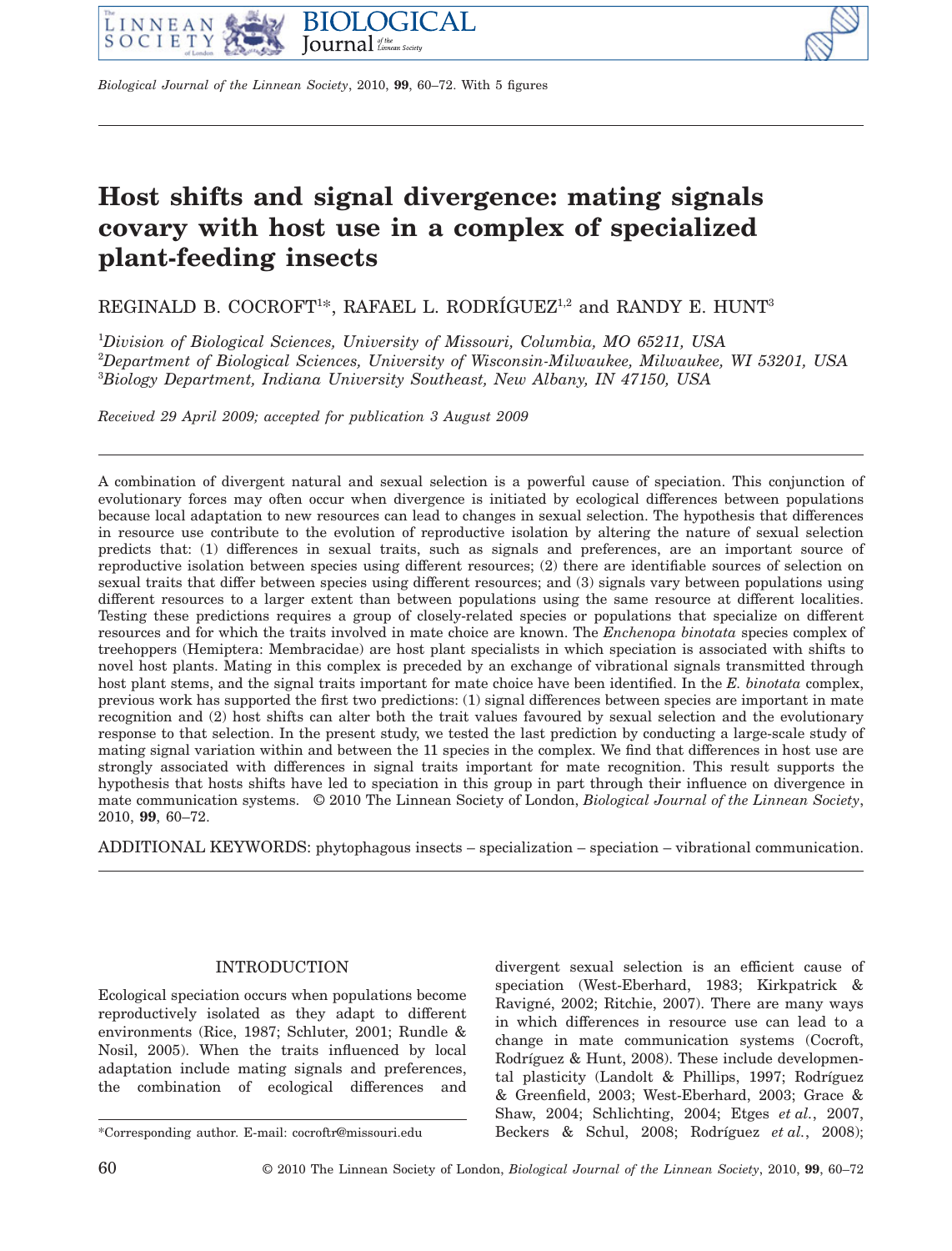# Host shifts and signal divergence: mating signals covary with host use in a complex of specialized plant-feeding insects

REGINALD B. COCROFT[1]*, RAFAEL L. RODRÍGUEZ[1,2] and RANDY E. HUNT[3]

[1]*Division of Biological Sciences, University of Missouri, Columbia, MO 65211, USA*
[2]*Department of Biological Sciences, University of Wisconsin-Milwaukee, Milwaukee, WI 53201, USA*
[3]*Biology Department, Indiana University Southeast, New Albany, IN 47150, USA*

*Received 29 April 2009; accepted for publication 3 August 2009*

A combination of divergent natural and sexual selection is a powerful cause of speciation. This conjunction of evolutionary forces may often occur when divergence is initiated by ecological differences between populations because local adaptation to new resources can lead to changes in sexual selection. The hypothesis that differences in resource use contribute to the evolution of reproductive isolation by altering the nature of sexual selection predicts that: (1) differences in sexual traits, such as signals and preferences, are an important source of reproductive isolation between species using different resources; (2) there are identifiable sources of selection on sexual traits that differ between species using different resources; and (3) signals vary between populations using different resources to a larger extent than between populations using the same resource at different localities. Testing these predictions requires a group of closely-related species or populations that specialize on different resources and for which the traits involved in mate choice are known. The *Enchenopa binotata* species complex of treehoppers (Hemiptera: Membracidae) are host plant specialists in which speciation is associated with shifts to novel host plants. Mating in this complex is preceded by an exchange of vibrational signals transmitted through host plant stems, and the signal traits important for mate choice have been identified. In the *E. binotata* complex, previous work has supported the first two predictions: (1) signal differences between species are important in mate recognition and (2) host shifts can alter both the trait values favoured by sexual selection and the evolutionary response to that selection. In the present study, we tested the last prediction by conducting a large-scale study of mating signal variation within and between the 11 species in the complex. We find that differences in host use are strongly associated with differences in signal traits important for mate recognition. This result supports the hypothesis that hosts shifts have led to speciation in this group in part through their influence on divergence in mate communication systems. © 2010 The Linnean Society of London, *Biological Journal of the Linnean Society*, 2010, **99**, 60–72.

ADDITIONAL KEYWORDS: phytophagous insects – specialization – speciation – vibrational communication.

## INTRODUCTION

Ecological speciation occurs when populations become reproductively isolated as they adapt to different environments (Rice, 1987; Schluter, 2001; Rundle & Nosil, 2005). When the traits influenced by local adaptation include mating signals and preferences, the combination of ecological differences and divergent sexual selection is an efficient cause of speciation (West-Eberhard, 1983; Kirkpatrick & Ravigné, 2002; Ritchie, 2007). There are many ways in which differences in resource use can lead to a change in mate communication systems (Cocroft, Rodríguez & Hunt, 2008). These include developmental plasticity (Landolt & Phillips, 1997; Rodríguez & Greenfield, 2003; West-Eberhard, 2003; Grace & Shaw, 2004; Schlichting, 2004; Etges *et al.*, 2007, Beckers & Schul, 2008; Rodríguez *et al.*, 2008);

*Corresponding author. E-mail: cocroftr@missouri.edu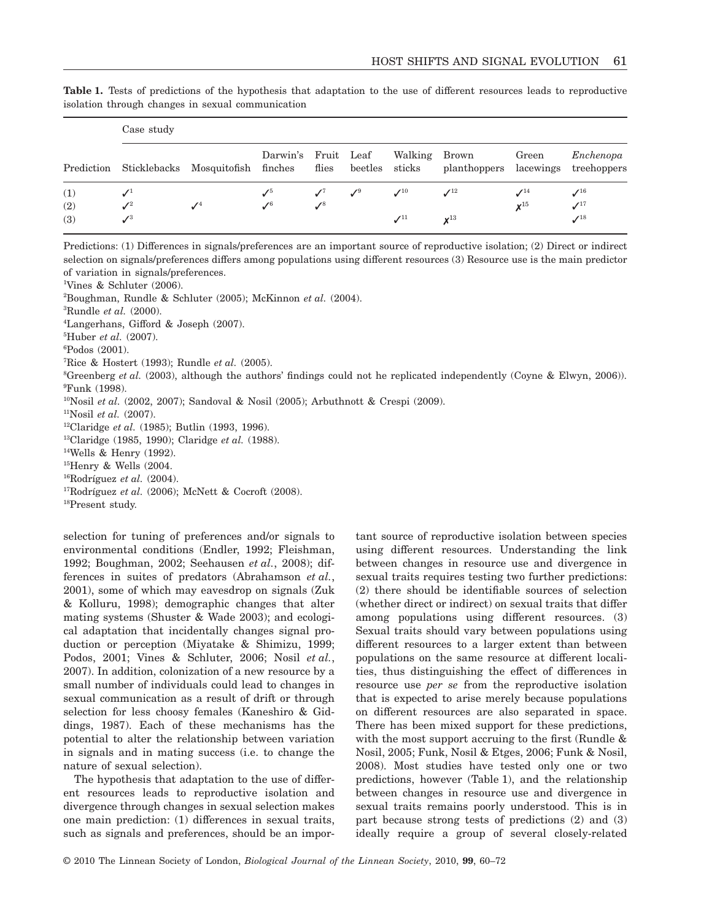**Table 1.** Tests of predictions of the hypothesis that adaptation to the use of different resources leads to reproductive isolation through changes in sexual communication

| | Case study | | | | | | | | |
|---|---|---|---|---|---|---|---|---|---|
| Prediction | Sticklebacks | Mosquitofish | Darwin's finches | Fruit flies | Leaf beetles | Walking sticks | Brown planthoppers | Green lacewings | *Enchenopa* treehoppers |
| (1) | ✓[1] | | ✓[5] | ✓[7] | ✓[9] | ✓[10] | ✓[12] | ✓[14] | ✓[16] |
| (2) | ✓[2] | ✓[4] | ✓[6] | ✓[8] | | | | ✗[15] | ✓[17] |
| (3) | ✓[3] | | | | | ✓[11] | ✗[13] | | ✓[18] |

Predictions: (1) Differences in signals/preferences are an important source of reproductive isolation; (2) Direct or indirect selection on signals/preferences differs among populations using different resources (3) Resource use is the main predictor of variation in signals/preferences.

[1]Vines & Schluter (2006).
[2]Boughman, Rundle & Schluter (2005); McKinnon *et al.* (2004).
[3]Rundle *et al.* (2000).
[4]Langerhans, Gifford & Joseph (2007).
[5]Huber *et al.* (2007).
[6]Podos (2001).
[7]Rice & Hostert (1993); Rundle *et al.* (2005).
[8]Greenberg *et al.* (2003), although the authors' findings could not he replicated independently (Coyne & Elwyn, 2006)).
[9]Funk (1998).
[10]Nosil *et al.* (2002, 2007); Sandoval & Nosil (2005); Arbuthnott & Crespi (2009).
[11]Nosil *et al.* (2007).
[12]Claridge *et al.* (1985); Butlin (1993, 1996).
[13]Claridge (1985, 1990); Claridge *et al.* (1988).
[14]Wells & Henry (1992).
[15]Henry & Wells (2004.
[16]Rodríguez *et al.* (2004).
[17]Rodríguez *et al.* (2006); McNett & Cocroft (2008).
[18]Present study.

selection for tuning of preferences and/or signals to environmental conditions (Endler, 1992; Fleishman, 1992; Boughman, 2002; Seehausen *et al.*, 2008); differences in suites of predators (Abrahamson *et al.*, 2001), some of which may eavesdrop on signals (Zuk & Kolluru, 1998); demographic changes that alter mating systems (Shuster & Wade 2003); and ecological adaptation that incidentally changes signal production or perception (Miyatake & Shimizu, 1999; Podos, 2001; Vines & Schluter, 2006; Nosil *et al.*, 2007). In addition, colonization of a new resource by a small number of individuals could lead to changes in sexual communication as a result of drift or through selection for less choosy females (Kaneshiro & Giddings, 1987). Each of these mechanisms has the potential to alter the relationship between variation in signals and in mating success (i.e. to change the nature of sexual selection).

The hypothesis that adaptation to the use of different resources leads to reproductive isolation and divergence through changes in sexual selection makes one main prediction: (1) differences in sexual traits, such as signals and preferences, should be an important source of reproductive isolation between species using different resources. Understanding the link between changes in resource use and divergence in sexual traits requires testing two further predictions: (2) there should be identifiable sources of selection (whether direct or indirect) on sexual traits that differ among populations using different resources. (3) Sexual traits should vary between populations using different resources to a larger extent than between populations on the same resource at different localities, thus distinguishing the effect of differences in resource use *per se* from the reproductive isolation that is expected to arise merely because populations on different resources are also separated in space. There has been mixed support for these predictions, with the most support accruing to the first (Rundle & Nosil, 2005; Funk, Nosil & Etges, 2006; Funk & Nosil, 2008). Most studies have tested only one or two predictions, however (Table 1), and the relationship between changes in resource use and divergence in sexual traits remains poorly understood. This is in part because strong tests of predictions (2) and (3) ideally require a group of several closely-related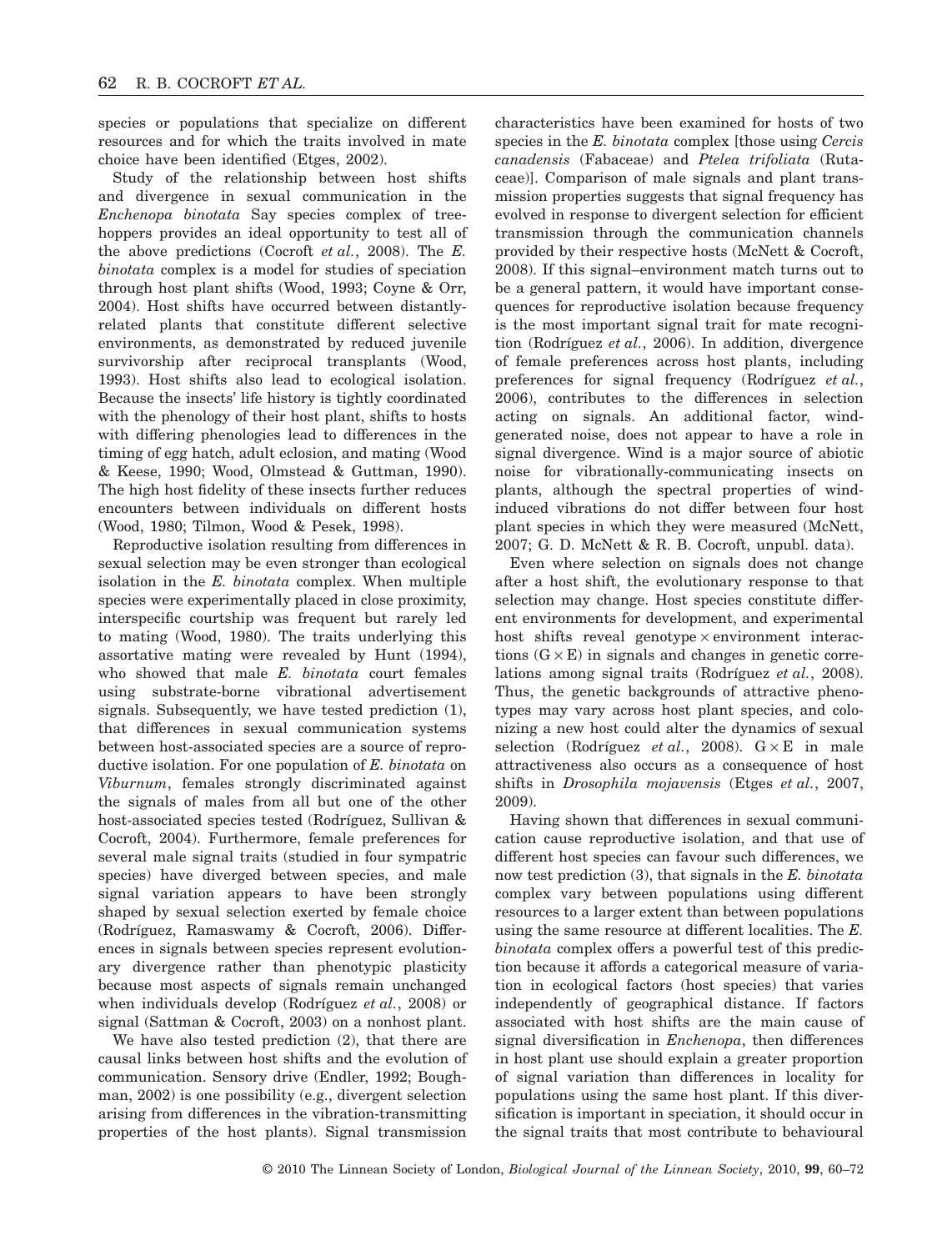species or populations that specialize on different resources and for which the traits involved in mate choice have been identified (Etges, 2002).

Study of the relationship between host shifts and divergence in sexual communication in the *Enchenopa binotata* Say species complex of treehoppers provides an ideal opportunity to test all of the above predictions (Cocroft *et al.*, 2008). The *E. binotata* complex is a model for studies of speciation through host plant shifts (Wood, 1993; Coyne & Orr, 2004). Host shifts have occurred between distantly-related plants that constitute different selective environments, as demonstrated by reduced juvenile survivorship after reciprocal transplants (Wood, 1993). Host shifts also lead to ecological isolation. Because the insects' life history is tightly coordinated with the phenology of their host plant, shifts to hosts with differing phenologies lead to differences in the timing of egg hatch, adult eclosion, and mating (Wood & Keese, 1990; Wood, Olmstead & Guttman, 1990). The high host fidelity of these insects further reduces encounters between individuals on different hosts (Wood, 1980; Tilmon, Wood & Pesek, 1998).

Reproductive isolation resulting from differences in sexual selection may be even stronger than ecological isolation in the *E. binotata* complex. When multiple species were experimentally placed in close proximity, interspecific courtship was frequent but rarely led to mating (Wood, 1980). The traits underlying this assortative mating were revealed by Hunt (1994), who showed that male *E. binotata* court females using substrate-borne vibrational advertisement signals. Subsequently, we have tested prediction (1), that differences in sexual communication systems between host-associated species are a source of reproductive isolation. For one population of *E. binotata* on *Viburnum*, females strongly discriminated against the signals of males from all but one of the other host-associated species tested (Rodríguez, Sullivan & Cocroft, 2004). Furthermore, female preferences for several male signal traits (studied in four sympatric species) have diverged between species, and male signal variation appears to have been strongly shaped by sexual selection exerted by female choice (Rodríguez, Ramaswamy & Cocroft, 2006). Differences in signals between species represent evolutionary divergence rather than phenotypic plasticity because most aspects of signals remain unchanged when individuals develop (Rodríguez *et al.*, 2008) or signal (Sattman & Cocroft, 2003) on a nonhost plant.

We have also tested prediction (2), that there are causal links between host shifts and the evolution of communication. Sensory drive (Endler, 1992; Boughman, 2002) is one possibility (e.g., divergent selection arising from differences in the vibration-transmitting properties of the host plants). Signal transmission characteristics have been examined for hosts of two species in the *E. binotata* complex [those using *Cercis canadensis* (Fabaceae) and *Ptelea trifoliata* (Rutaceae)]. Comparison of male signals and plant transmission properties suggests that signal frequency has evolved in response to divergent selection for efficient transmission through the communication channels provided by their respective hosts (McNett & Cocroft, 2008). If this signal–environment match turns out to be a general pattern, it would have important consequences for reproductive isolation because frequency is the most important signal trait for mate recognition (Rodríguez *et al.*, 2006). In addition, divergence of female preferences across host plants, including preferences for signal frequency (Rodríguez *et al.*, 2006), contributes to the differences in selection acting on signals. An additional factor, wind-generated noise, does not appear to have a role in signal divergence. Wind is a major source of abiotic noise for vibrationally-communicating insects on plants, although the spectral properties of wind-induced vibrations do not differ between four host plant species in which they were measured (McNett, 2007; G. D. McNett & R. B. Cocroft, unpubl. data).

Even where selection on signals does not change after a host shift, the evolutionary response to that selection may change. Host species constitute different environments for development, and experimental host shifts reveal genotype × environment interactions (G × E) in signals and changes in genetic correlations among signal traits (Rodríguez *et al.*, 2008). Thus, the genetic backgrounds of attractive phenotypes may vary across host plant species, and colonizing a new host could alter the dynamics of sexual selection (Rodríguez *et al.*, 2008). G × E in male attractiveness also occurs as a consequence of host shifts in *Drosophila mojavensis* (Etges *et al.*, 2007, 2009).

Having shown that differences in sexual communication cause reproductive isolation, and that use of different host species can favour such differences, we now test prediction (3), that signals in the *E. binotata* complex vary between populations using different resources to a larger extent than between populations using the same resource at different localities. The *E. binotata* complex offers a powerful test of this prediction because it affords a categorical measure of variation in ecological factors (host species) that varies independently of geographical distance. If factors associated with host shifts are the main cause of signal diversification in *Enchenopa*, then differences in host plant use should explain a greater proportion of signal variation than differences in locality for populations using the same host plant. If this diversification is important in speciation, it should occur in the signal traits that most contribute to behavioural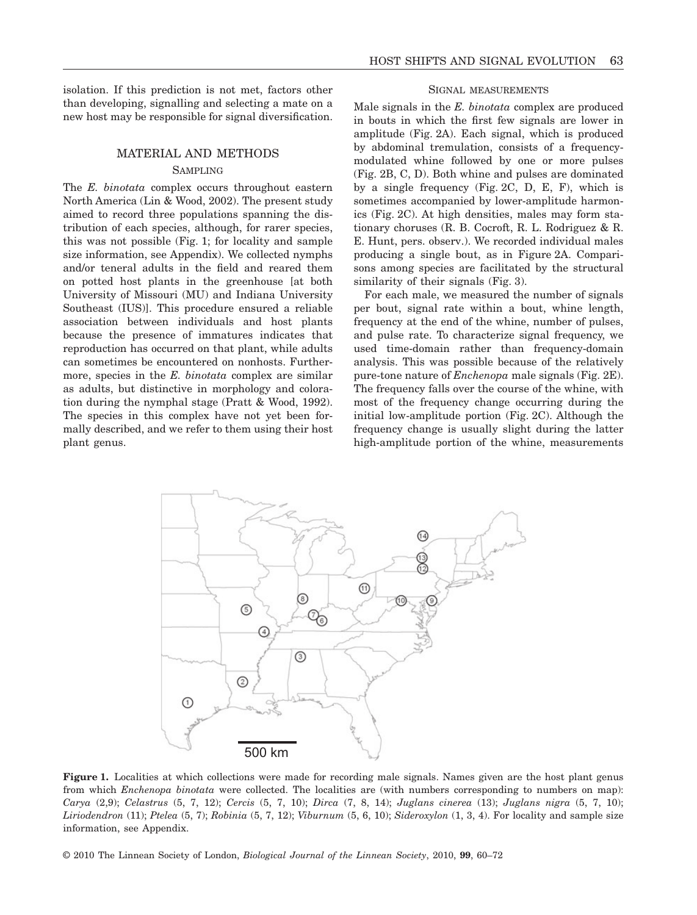isolation. If this prediction is not met, factors other than developing, signalling and selecting a mate on a new host may be responsible for signal diversification.

## MATERIAL AND METHODS

### SAMPLING

The *E. binotata* complex occurs throughout eastern North America (Lin & Wood, 2002). The present study aimed to record three populations spanning the distribution of each species, although, for rarer species, this was not possible (Fig. 1; for locality and sample size information, see Appendix). We collected nymphs and/or teneral adults in the field and reared them on potted host plants in the greenhouse [at both University of Missouri (MU) and Indiana University Southeast (IUS)]. This procedure ensured a reliable association between individuals and host plants because the presence of immatures indicates that reproduction has occurred on that plant, while adults can sometimes be encountered on nonhosts. Furthermore, species in the *E. binotata* complex are similar as adults, but distinctive in morphology and coloration during the nymphal stage (Pratt & Wood, 1992). The species in this complex have not yet been formally described, and we refer to them using their host plant genus.

### SIGNAL MEASUREMENTS

Male signals in the *E. binotata* complex are produced in bouts in which the first few signals are lower in amplitude (Fig. 2A). Each signal, which is produced by abdominal tremulation, consists of a frequency-modulated whine followed by one or more pulses (Fig. 2B, C, D). Both whine and pulses are dominated by a single frequency (Fig. 2C, D, E, F), which is sometimes accompanied by lower-amplitude harmonics (Fig. 2C). At high densities, males may form stationary choruses (R. B. Cocroft, R. L. Rodriguez & R. E. Hunt, pers. observ.). We recorded individual males producing a single bout, as in Figure 2A. Comparisons among species are facilitated by the structural similarity of their signals (Fig. 3).

For each male, we measured the number of signals per bout, signal rate within a bout, whine length, frequency at the end of the whine, number of pulses, and pulse rate. To characterize signal frequency, we used time-domain rather than frequency-domain analysis. This was possible because of the relatively pure-tone nature of *Enchenopa* male signals (Fig. 2E). The frequency falls over the course of the whine, with most of the frequency change occurring during the initial low-amplitude portion (Fig. 2C). Although the frequency change is usually slight during the latter high-amplitude portion of the whine, measurements

**Figure 1.** Localities at which collections were made for recording male signals. Names given are the host plant genus from which *Enchenopa binotata* were collected. The localities are (with numbers corresponding to numbers on map): *Carya* (2,9); *Celastrus* (5, 7, 12); *Cercis* (5, 7, 10); *Dirca* (7, 8, 14); *Juglans cinerea* (13); *Juglans nigra* (5, 7, 10); *Liriodendron* (11); *Ptelea* (5, 7); *Robinia* (5, 7, 12); *Viburnum* (5, 6, 10); *Sideroxylon* (1, 3, 4). For locality and sample size information, see Appendix.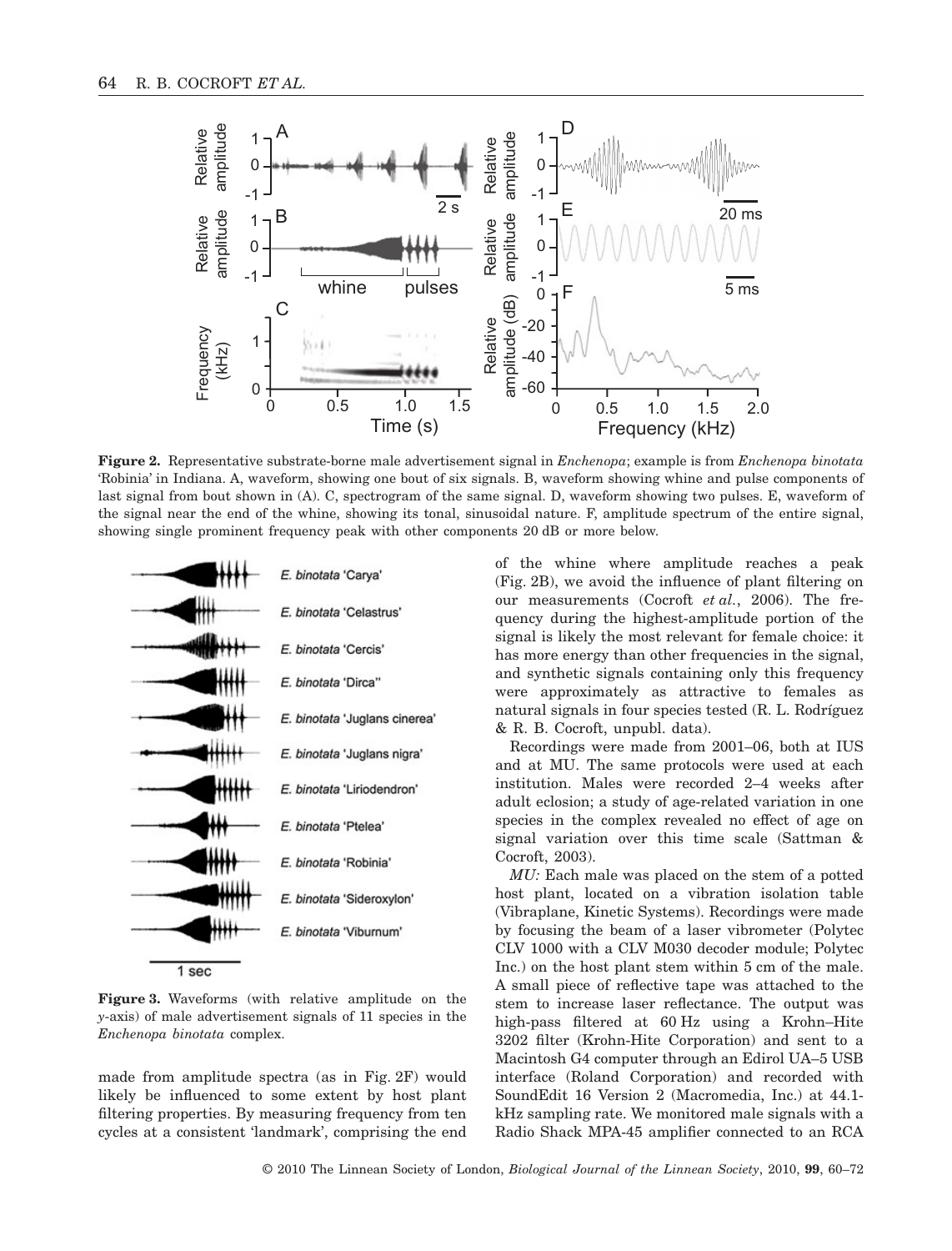**Figure 2.** Representative substrate-borne male advertisement signal in *Enchenopa*; example is from *Enchenopa binotata* 'Robinia' in Indiana. A, waveform, showing one bout of six signals. B, waveform showing whine and pulse components of last signal from bout shown in (A). C, spectrogram of the same signal. D, waveform showing two pulses. E, waveform of the signal near the end of the whine, showing its tonal, sinusoidal nature. F, amplitude spectrum of the entire signal, showing single prominent frequency peak with other components 20 dB or more below.

**Figure 3.** Waveforms (with relative amplitude on the *y*-axis) of male advertisement signals of 11 species in the *Enchenopa binotata* complex.

made from amplitude spectra (as in Fig. 2F) would likely be influenced to some extent by host plant filtering properties. By measuring frequency from ten cycles at a consistent 'landmark', comprising the end of the whine where amplitude reaches a peak (Fig. 2B), we avoid the influence of plant filtering on our measurements (Cocroft *et al.*, 2006). The frequency during the highest-amplitude portion of the signal is likely the most relevant for female choice: it has more energy than other frequencies in the signal, and synthetic signals containing only this frequency were approximately as attractive to females as natural signals in four species tested (R. L. Rodríguez & R. B. Cocroft, unpubl. data).

Recordings were made from 2001–06, both at IUS and at MU. The same protocols were used at each institution. Males were recorded 2–4 weeks after adult eclosion; a study of age-related variation in one species in the complex revealed no effect of age on signal variation over this time scale (Sattman & Cocroft, 2003).

*MU:* Each male was placed on the stem of a potted host plant, located on a vibration isolation table (Vibraplane, Kinetic Systems). Recordings were made by focusing the beam of a laser vibrometer (Polytec CLV 1000 with a CLV M030 decoder module; Polytec Inc.) on the host plant stem within 5 cm of the male. A small piece of reflective tape was attached to the stem to increase laser reflectance. The output was high-pass filtered at 60 Hz using a Krohn–Hite 3202 filter (Krohn-Hite Corporation) and sent to a Macintosh G4 computer through an Edirol UA–5 USB interface (Roland Corporation) and recorded with SoundEdit 16 Version 2 (Macromedia, Inc.) at 44.1-kHz sampling rate. We monitored male signals with a Radio Shack MPA-45 amplifier connected to an RCA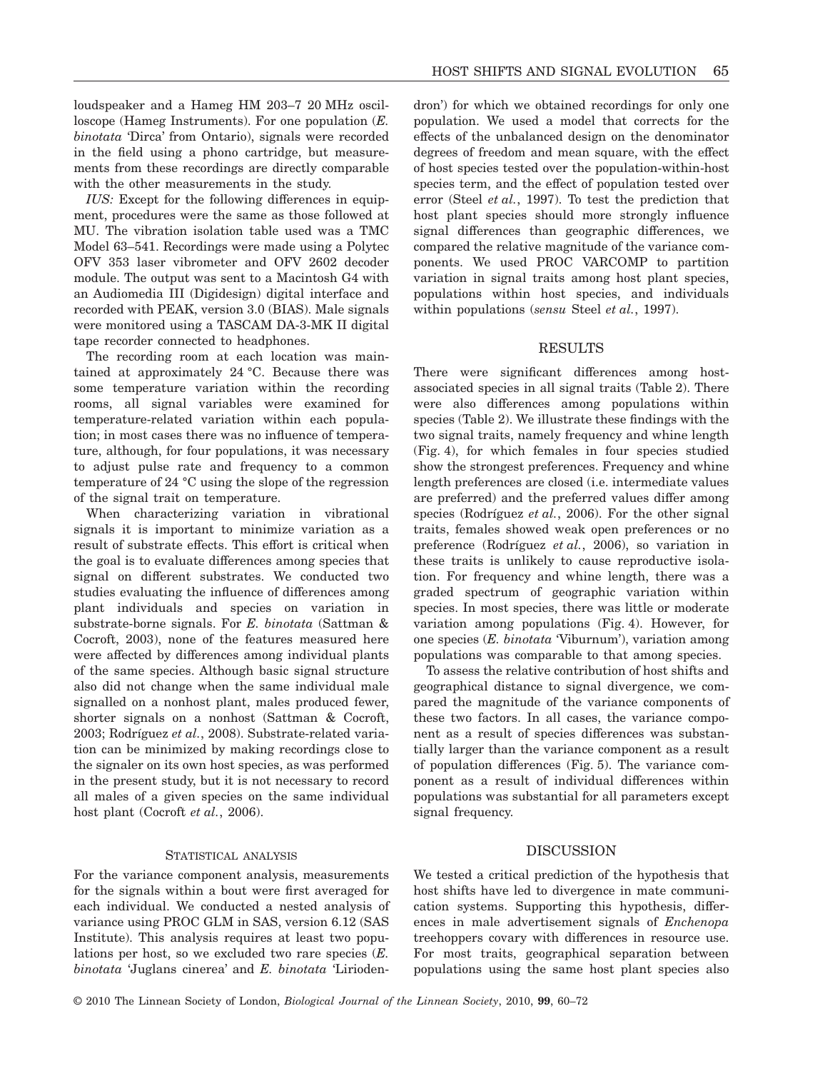loudspeaker and a Hameg HM 203–7 20 MHz oscilloscope (Hameg Instruments). For one population (*E. binotata* 'Dirca' from Ontario), signals were recorded in the field using a phono cartridge, but measurements from these recordings are directly comparable with the other measurements in the study.

*IUS:* Except for the following differences in equipment, procedures were the same as those followed at MU. The vibration isolation table used was a TMC Model 63–541. Recordings were made using a Polytec OFV 353 laser vibrometer and OFV 2602 decoder module. The output was sent to a Macintosh G4 with an Audiomedia III (Digidesign) digital interface and recorded with PEAK, version 3.0 (BIAS). Male signals were monitored using a TASCAM DA-3-MK II digital tape recorder connected to headphones.

The recording room at each location was maintained at approximately 24 °C. Because there was some temperature variation within the recording rooms, all signal variables were examined for temperature-related variation within each population; in most cases there was no influence of temperature, although, for four populations, it was necessary to adjust pulse rate and frequency to a common temperature of 24 °C using the slope of the regression of the signal trait on temperature.

When characterizing variation in vibrational signals it is important to minimize variation as a result of substrate effects. This effort is critical when the goal is to evaluate differences among species that signal on different substrates. We conducted two studies evaluating the influence of differences among plant individuals and species on variation in substrate-borne signals. For *E. binotata* (Sattman & Cocroft, 2003), none of the features measured here were affected by differences among individual plants of the same species. Although basic signal structure also did not change when the same individual male signalled on a nonhost plant, males produced fewer, shorter signals on a nonhost (Sattman & Cocroft, 2003; Rodríguez *et al.*, 2008). Substrate-related variation can be minimized by making recordings close to the signaler on its own host species, as was performed in the present study, but it is not necessary to record all males of a given species on the same individual host plant (Cocroft *et al.*, 2006).

### Statistical analysis

For the variance component analysis, measurements for the signals within a bout were first averaged for each individual. We conducted a nested analysis of variance using PROC GLM in SAS, version 6.12 (SAS Institute). This analysis requires at least two populations per host, so we excluded two rare species (*E. binotata* 'Juglans cinerea' and *E. binotata* 'Liriodendron') for which we obtained recordings for only one population. We used a model that corrects for the effects of the unbalanced design on the denominator degrees of freedom and mean square, with the effect of host species tested over the population-within-host species term, and the effect of population tested over error (Steel *et al.*, 1997). To test the prediction that host plant species should more strongly influence signal differences than geographic differences, we compared the relative magnitude of the variance components. We used PROC VARCOMP to partition variation in signal traits among host plant species, populations within host species, and individuals within populations (*sensu* Steel *et al.*, 1997).

## Results

There were significant differences among host-associated species in all signal traits (Table 2). There were also differences among populations within species (Table 2). We illustrate these findings with the two signal traits, namely frequency and whine length (Fig. 4), for which females in four species studied show the strongest preferences. Frequency and whine length preferences are closed (i.e. intermediate values are preferred) and the preferred values differ among species (Rodríguez *et al.*, 2006). For the other signal traits, females showed weak open preferences or no preference (Rodríguez *et al.*, 2006), so variation in these traits is unlikely to cause reproductive isolation. For frequency and whine length, there was a graded spectrum of geographic variation within species. In most species, there was little or moderate variation among populations (Fig. 4). However, for one species (*E. binotata* 'Viburnum'), variation among populations was comparable to that among species.

To assess the relative contribution of host shifts and geographical distance to signal divergence, we compared the magnitude of the variance components of these two factors. In all cases, the variance component as a result of species differences was substantially larger than the variance component as a result of population differences (Fig. 5). The variance component as a result of individual differences within populations was substantial for all parameters except signal frequency.

## Discussion

We tested a critical prediction of the hypothesis that host shifts have led to divergence in mate communication systems. Supporting this hypothesis, differences in male advertisement signals of *Enchenopa* treehoppers covary with differences in resource use. For most traits, geographical separation between populations using the same host plant species also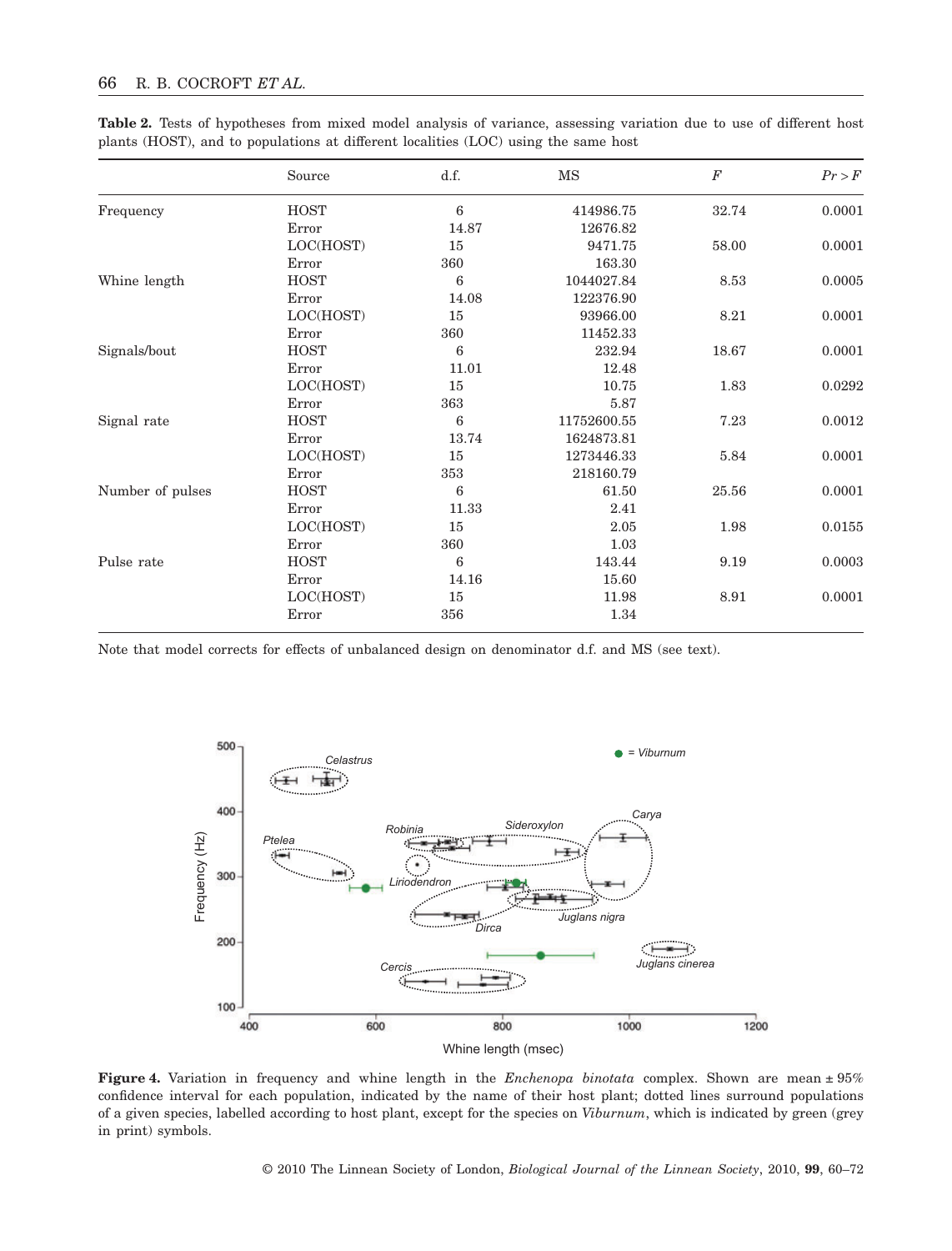**Table 2.** Tests of hypotheses from mixed model analysis of variance, assessing variation due to use of different host plants (HOST), and to populations at different localities (LOC) using the same host

| | Source | d.f. | MS | $F$ | $Pr > F$ |
|---|---|---|---|---|---|
| Frequency | HOST | 6 | 414986.75 | 32.74 | 0.0001 |
| | Error | 14.87 | 12676.82 | | |
| | LOC(HOST) | 15 | 9471.75 | 58.00 | 0.0001 |
| | Error | 360 | 163.30 | | |
| Whine length | HOST | 6 | 1044027.84 | 8.53 | 0.0005 |
| | Error | 14.08 | 122376.90 | | |
| | LOC(HOST) | 15 | 93966.00 | 8.21 | 0.0001 |
| | Error | 360 | 11452.33 | | |
| Signals/bout | HOST | 6 | 232.94 | 18.67 | 0.0001 |
| | Error | 11.01 | 12.48 | | |
| | LOC(HOST) | 15 | 10.75 | 1.83 | 0.0292 |
| | Error | 363 | 5.87 | | |
| Signal rate | HOST | 6 | 11752600.55 | 7.23 | 0.0012 |
| | Error | 13.74 | 1624873.81 | | |
| | LOC(HOST) | 15 | 1273446.33 | 5.84 | 0.0001 |
| | Error | 353 | 218160.79 | | |
| Number of pulses | HOST | 6 | 61.50 | 25.56 | 0.0001 |
| | Error | 11.33 | 2.41 | | |
| | LOC(HOST) | 15 | 2.05 | 1.98 | 0.0155 |
| | Error | 360 | 1.03 | | |
| Pulse rate | HOST | 6 | 143.44 | 9.19 | 0.0003 |
| | Error | 14.16 | 15.60 | | |
| | LOC(HOST) | 15 | 11.98 | 8.91 | 0.0001 |
| | Error | 356 | 1.34 | | |

Note that model corrects for effects of unbalanced design on denominator d.f. and MS (see text).

**Figure 4.** Variation in frequency and whine length in the *Enchenopa binotata* complex. Shown are mean ± 95% confidence interval for each population, indicated by the name of their host plant; dotted lines surround populations of a given species, labelled according to host plant, except for the species on *Viburnum*, which is indicated by green (grey in print) symbols.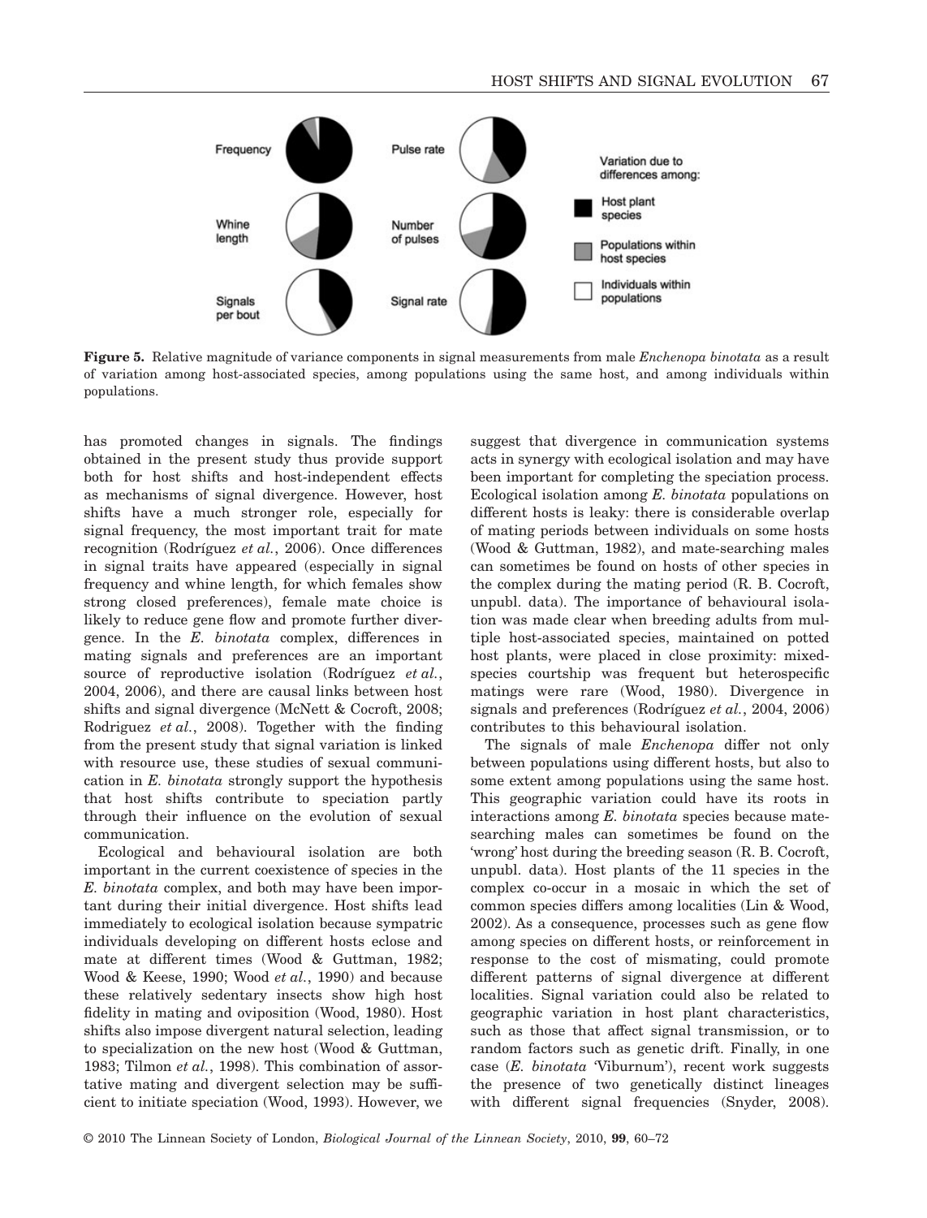**Figure 5.** Relative magnitude of variance components in signal measurements from male *Enchenopa binotata* as a result of variation among host-associated species, among populations using the same host, and among individuals within populations.

has promoted changes in signals. The findings obtained in the present study thus provide support both for host shifts and host-independent effects as mechanisms of signal divergence. However, host shifts have a much stronger role, especially for signal frequency, the most important trait for mate recognition (Rodríguez *et al.*, 2006). Once differences in signal traits have appeared (especially in signal frequency and whine length, for which females show strong closed preferences), female mate choice is likely to reduce gene flow and promote further divergence. In the *E. binotata* complex, differences in mating signals and preferences are an important source of reproductive isolation (Rodríguez *et al.*, 2004, 2006), and there are causal links between host shifts and signal divergence (McNett & Cocroft, 2008; Rodriguez *et al.*, 2008). Together with the finding from the present study that signal variation is linked with resource use, these studies of sexual communication in *E. binotata* strongly support the hypothesis that host shifts contribute to speciation partly through their influence on the evolution of sexual communication.

Ecological and behavioural isolation are both important in the current coexistence of species in the *E. binotata* complex, and both may have been important during their initial divergence. Host shifts lead immediately to ecological isolation because sympatric individuals developing on different hosts eclose and mate at different times (Wood & Guttman, 1982; Wood & Keese, 1990; Wood *et al.*, 1990) and because these relatively sedentary insects show high host fidelity in mating and oviposition (Wood, 1980). Host shifts also impose divergent natural selection, leading to specialization on the new host (Wood & Guttman, 1983; Tilmon *et al.*, 1998). This combination of assortative mating and divergent selection may be sufficient to initiate speciation (Wood, 1993). However, we suggest that divergence in communication systems acts in synergy with ecological isolation and may have been important for completing the speciation process. Ecological isolation among *E. binotata* populations on different hosts is leaky: there is considerable overlap of mating periods between individuals on some hosts (Wood & Guttman, 1982), and mate-searching males can sometimes be found on hosts of other species in the complex during the mating period (R. B. Cocroft, unpubl. data). The importance of behavioural isolation was made clear when breeding adults from multiple host-associated species, maintained on potted host plants, were placed in close proximity: mixed-species courtship was frequent but heterospecific matings were rare (Wood, 1980). Divergence in signals and preferences (Rodríguez *et al.*, 2004, 2006) contributes to this behavioural isolation.

The signals of male *Enchenopa* differ not only between populations using different hosts, but also to some extent among populations using the same host. This geographic variation could have its roots in interactions among *E. binotata* species because mate-searching males can sometimes be found on the 'wrong' host during the breeding season (R. B. Cocroft, unpubl. data). Host plants of the 11 species in the complex co-occur in a mosaic in which the set of common species differs among localities (Lin & Wood, 2002). As a consequence, processes such as gene flow among species on different hosts, or reinforcement in response to the cost of mismating, could promote different patterns of signal divergence at different localities. Signal variation could also be related to geographic variation in host plant characteristics, such as those that affect signal transmission, or to random factors such as genetic drift. Finally, in one case (*E. binotata* 'Viburnum'), recent work suggests the presence of two genetically distinct lineages with different signal frequencies (Snyder, 2008).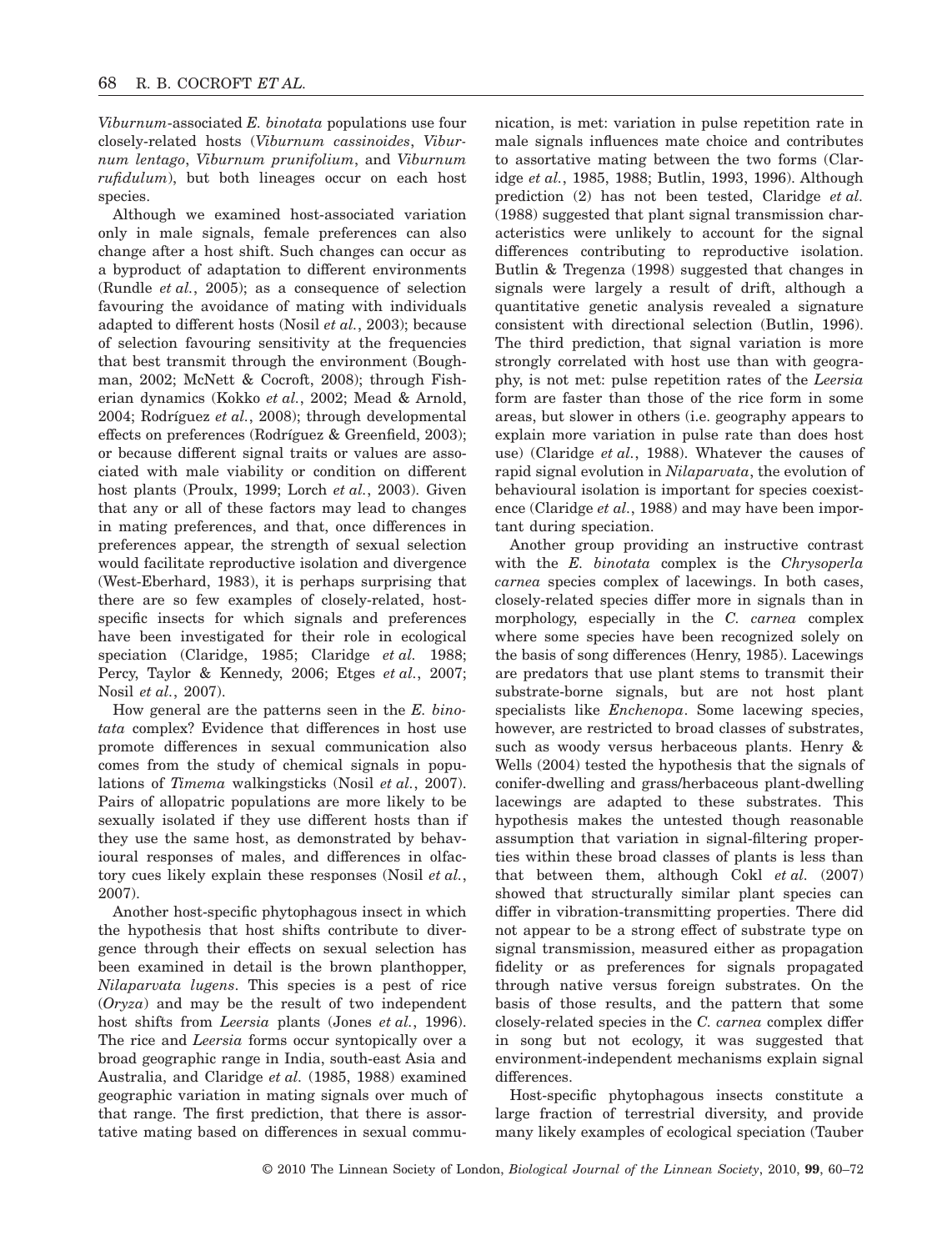*Viburnum*-associated *E. binotata* populations use four closely-related hosts (*Viburnum cassinoides*, *Viburnum lentago*, *Viburnum prunifolium*, and *Viburnum rufidulum*), but both lineages occur on each host species.

Although we examined host-associated variation only in male signals, female preferences can also change after a host shift. Such changes can occur as a byproduct of adaptation to different environments (Rundle *et al.*, 2005); as a consequence of selection favouring the avoidance of mating with individuals adapted to different hosts (Nosil *et al.*, 2003); because of selection favouring sensitivity at the frequencies that best transmit through the environment (Boughman, 2002; McNett & Cocroft, 2008); through Fisherian dynamics (Kokko *et al.*, 2002; Mead & Arnold, 2004; Rodríguez *et al.*, 2008); through developmental effects on preferences (Rodríguez & Greenfield, 2003); or because different signal traits or values are associated with male viability or condition on different host plants (Proulx, 1999; Lorch *et al.*, 2003). Given that any or all of these factors may lead to changes in mating preferences, and that, once differences in preferences appear, the strength of sexual selection would facilitate reproductive isolation and divergence (West-Eberhard, 1983), it is perhaps surprising that there are so few examples of closely-related, host-specific insects for which signals and preferences have been investigated for their role in ecological speciation (Claridge, 1985; Claridge *et al.* 1988; Percy, Taylor & Kennedy, 2006; Etges *et al.*, 2007; Nosil *et al.*, 2007).

How general are the patterns seen in the *E. binotata* complex? Evidence that differences in host use promote differences in sexual communication also comes from the study of chemical signals in populations of *Timema* walkingsticks (Nosil *et al.*, 2007). Pairs of allopatric populations are more likely to be sexually isolated if they use different hosts than if they use the same host, as demonstrated by behavioural responses of males, and differences in olfactory cues likely explain these responses (Nosil *et al.*, 2007).

Another host-specific phytophagous insect in which the hypothesis that host shifts contribute to divergence through their effects on sexual selection has been examined in detail is the brown planthopper, *Nilaparvata lugens*. This species is a pest of rice (*Oryza*) and may be the result of two independent host shifts from *Leersia* plants (Jones *et al.*, 1996). The rice and *Leersia* forms occur syntopically over a broad geographic range in India, south-east Asia and Australia, and Claridge *et al.* (1985, 1988) examined geographic variation in mating signals over much of that range. The first prediction, that there is assortative mating based on differences in sexual communication, is met: variation in pulse repetition rate in male signals influences mate choice and contributes to assortative mating between the two forms (Claridge *et al.*, 1985, 1988; Butlin, 1993, 1996). Although prediction (2) has not been tested, Claridge *et al.* (1988) suggested that plant signal transmission characteristics were unlikely to account for the signal differences contributing to reproductive isolation. Butlin & Tregenza (1998) suggested that changes in signals were largely a result of drift, although a quantitative genetic analysis revealed a signature consistent with directional selection (Butlin, 1996). The third prediction, that signal variation is more strongly correlated with host use than with geography, is not met: pulse repetition rates of the *Leersia* form are faster than those of the rice form in some areas, but slower in others (i.e. geography appears to explain more variation in pulse rate than does host use) (Claridge *et al.*, 1988). Whatever the causes of rapid signal evolution in *Nilaparvata*, the evolution of behavioural isolation is important for species coexistence (Claridge *et al.*, 1988) and may have been important during speciation.

Another group providing an instructive contrast with the *E. binotata* complex is the *Chrysoperla carnea* species complex of lacewings. In both cases, closely-related species differ more in signals than in morphology, especially in the *C. carnea* complex where some species have been recognized solely on the basis of song differences (Henry, 1985). Lacewings are predators that use plant stems to transmit their substrate-borne signals, but are not host plant specialists like *Enchenopa*. Some lacewing species, however, are restricted to broad classes of substrates, such as woody versus herbaceous plants. Henry & Wells (2004) tested the hypothesis that the signals of conifer-dwelling and grass/herbaceous plant-dwelling lacewings are adapted to these substrates. This hypothesis makes the untested though reasonable assumption that variation in signal-filtering properties within these broad classes of plants is less than that between them, although Cokl *et al.* (2007) showed that structurally similar plant species can differ in vibration-transmitting properties. There did not appear to be a strong effect of substrate type on signal transmission, measured either as propagation fidelity or as preferences for signals propagated through native versus foreign substrates. On the basis of those results, and the pattern that some closely-related species in the *C. carnea* complex differ in song but not ecology, it was suggested that environment-independent mechanisms explain signal differences.

Host-specific phytophagous insects constitute a large fraction of terrestrial diversity, and provide many likely examples of ecological speciation (Tauber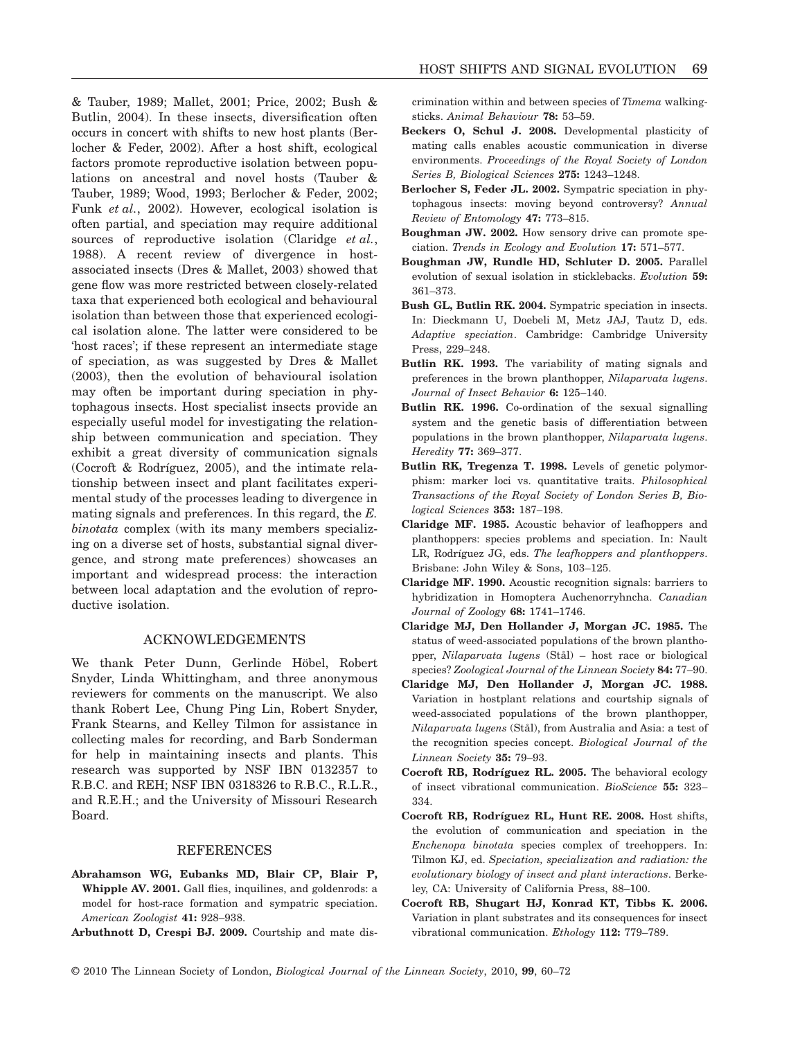& Tauber, 1989; Mallet, 2001; Price, 2002; Bush & Butlin, 2004). In these insects, diversification often occurs in concert with shifts to new host plants (Berlocher & Feder, 2002). After a host shift, ecological factors promote reproductive isolation between populations on ancestral and novel hosts (Tauber & Tauber, 1989; Wood, 1993; Berlocher & Feder, 2002; Funk *et al.*, 2002). However, ecological isolation is often partial, and speciation may require additional sources of reproductive isolation (Claridge *et al.*, 1988). A recent review of divergence in host-associated insects (Dres & Mallet, 2003) showed that gene flow was more restricted between closely-related taxa that experienced both ecological and behavioural isolation than between those that experienced ecological isolation alone. The latter were considered to be 'host races'; if these represent an intermediate stage of speciation, as was suggested by Dres & Mallet (2003), then the evolution of behavioural isolation may often be important during speciation in phytophagous insects. Host specialist insects provide an especially useful model for investigating the relationship between communication and speciation. They exhibit a great diversity of communication signals (Cocroft & Rodríguez, 2005), and the intimate relationship between insect and plant facilitates experimental study of the processes leading to divergence in mating signals and preferences. In this regard, the *E. binotata* complex (with its many members specializing on a diverse set of hosts, substantial signal divergence, and strong mate preferences) showcases an important and widespread process: the interaction between local adaptation and the evolution of reproductive isolation.

## ACKNOWLEDGEMENTS

We thank Peter Dunn, Gerlinde Höbel, Robert Snyder, Linda Whittingham, and three anonymous reviewers for comments on the manuscript. We also thank Robert Lee, Chung Ping Lin, Robert Snyder, Frank Stearns, and Kelley Tilmon for assistance in collecting males for recording, and Barb Sonderman for help in maintaining insects and plants. This research was supported by NSF IBN 0132357 to R.B.C. and REH; NSF IBN 0318326 to R.B.C., R.L.R., and R.E.H.; and the University of Missouri Research Board.

## REFERENCES

**Abrahamson WG, Eubanks MD, Blair CP, Blair P, Whipple AV. 2001.** Gall flies, inquilines, and goldenrods: a model for host-race formation and sympatric speciation. *American Zoologist* **41:** 928–938.

**Arbuthnott D, Crespi BJ. 2009.** Courtship and mate discrimination within and between species of *Timema* walking-sticks. *Animal Behaviour* **78:** 53–59.

**Beckers O, Schul J. 2008.** Developmental plasticity of mating calls enables acoustic communication in diverse environments. *Proceedings of the Royal Society of London Series B, Biological Sciences* **275:** 1243–1248.

**Berlocher S, Feder JL. 2002.** Sympatric speciation in phytophagous insects: moving beyond controversy? *Annual Review of Entomology* **47:** 773–815.

**Boughman JW. 2002.** How sensory drive can promote speciation. *Trends in Ecology and Evolution* **17:** 571–577.

**Boughman JW, Rundle HD, Schluter D. 2005.** Parallel evolution of sexual isolation in sticklebacks. *Evolution* **59:** 361–373.

**Bush GL, Butlin RK. 2004.** Sympatric speciation in insects. In: Dieckmann U, Doebeli M, Metz JAJ, Tautz D, eds. *Adaptive speciation*. Cambridge: Cambridge University Press, 229–248.

**Butlin RK. 1993.** The variability of mating signals and preferences in the brown planthopper, *Nilaparvata lugens*. *Journal of Insect Behavior* **6:** 125–140.

**Butlin RK. 1996.** Co-ordination of the sexual signalling system and the genetic basis of differentiation between populations in the brown planthopper, *Nilaparvata lugens*. *Heredity* **77:** 369–377.

**Butlin RK, Tregenza T. 1998.** Levels of genetic polymorphism: marker loci vs. quantitative traits. *Philosophical Transactions of the Royal Society of London Series B, Biological Sciences* **353:** 187–198.

**Claridge MF. 1985.** Acoustic behavior of leafhoppers and planthoppers: species problems and speciation. In: Nault LR, Rodríguez JG, eds. *The leafhoppers and planthoppers*. Brisbane: John Wiley & Sons, 103–125.

**Claridge MF. 1990.** Acoustic recognition signals: barriers to hybridization in Homoptera Auchenorryhncha. *Canadian Journal of Zoology* **68:** 1741–1746.

**Claridge MJ, Den Hollander J, Morgan JC. 1985.** The status of weed-associated populations of the brown planthopper, *Nilaparvata lugens* (Stål) – host race or biological species? *Zoological Journal of the Linnean Society* **84:** 77–90.

**Claridge MJ, Den Hollander J, Morgan JC. 1988.** Variation in hostplant relations and courtship signals of weed-associated populations of the brown planthopper, *Nilaparvata lugens* (Stål), from Australia and Asia: a test of the recognition species concept. *Biological Journal of the Linnean Society* **35:** 79–93.

**Cocroft RB, Rodríguez RL. 2005.** The behavioral ecology of insect vibrational communication. *BioScience* **55:** 323–334.

**Cocroft RB, Rodríguez RL, Hunt RE. 2008.** Host shifts, the evolution of communication and speciation in the *Enchenopa binotata* species complex of treehoppers. In: Tilmon KJ, ed. *Speciation, specialization and radiation: the evolutionary biology of insect and plant interactions*. Berkeley, CA: University of California Press, 88–100.

**Cocroft RB, Shugart HJ, Konrad KT, Tibbs K. 2006.** Variation in plant substrates and its consequences for insect vibrational communication. *Ethology* **112:** 779–789.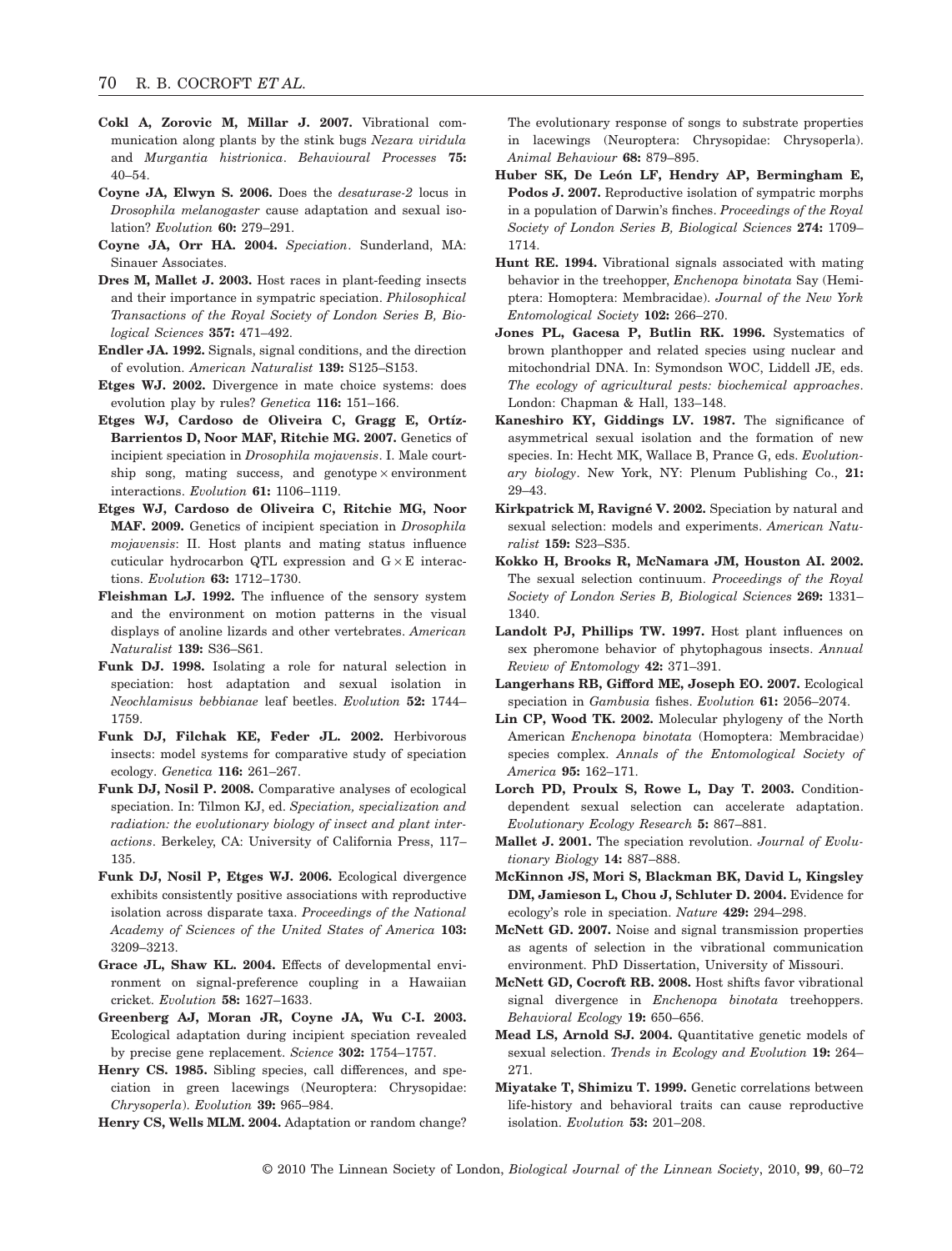**Cokl A, Zorovic M, Millar J. 2007.** Vibrational communication along plants by the stink bugs *Nezara viridula* and *Murgantia histrionica*. *Behavioural Processes* **75:** 40–54.

**Coyne JA, Elwyn S. 2006.** Does the *desaturase-2* locus in *Drosophila melanogaster* cause adaptation and sexual isolation? *Evolution* **60:** 279–291.

**Coyne JA, Orr HA. 2004.** *Speciation*. Sunderland, MA: Sinauer Associates.

**Dres M, Mallet J. 2003.** Host races in plant-feeding insects and their importance in sympatric speciation. *Philosophical Transactions of the Royal Society of London Series B, Biological Sciences* **357:** 471–492.

**Endler JA. 1992.** Signals, signal conditions, and the direction of evolution. *American Naturalist* **139:** S125–S153.

**Etges WJ. 2002.** Divergence in mate choice systems: does evolution play by rules? *Genetica* **116:** 151–166.

**Etges WJ, Cardoso de Oliveira C, Gragg E, Ortíz-Barrientos D, Noor MAF, Ritchie MG. 2007.** Genetics of incipient speciation in *Drosophila mojavensis*. I. Male courtship song, mating success, and genotype × environment interactions. *Evolution* **61:** 1106–1119.

**Etges WJ, Cardoso de Oliveira C, Ritchie MG, Noor MAF. 2009.** Genetics of incipient speciation in *Drosophila mojavensis*: II. Host plants and mating status influence cuticular hydrocarbon QTL expression and G × E interactions. *Evolution* **63:** 1712–1730.

**Fleishman LJ. 1992.** The influence of the sensory system and the environment on motion patterns in the visual displays of anoline lizards and other vertebrates. *American Naturalist* **139:** S36–S61.

**Funk DJ. 1998.** Isolating a role for natural selection in speciation: host adaptation and sexual isolation in *Neochlamisus bebbianae* leaf beetles. *Evolution* **52:** 1744–1759.

**Funk DJ, Filchak KE, Feder JL. 2002.** Herbivorous insects: model systems for comparative study of speciation ecology. *Genetica* **116:** 261–267.

**Funk DJ, Nosil P. 2008.** Comparative analyses of ecological speciation. In: Tilmon KJ, ed. *Speciation, specialization and radiation: the evolutionary biology of insect and plant interactions*. Berkeley, CA: University of California Press, 117–135.

**Funk DJ, Nosil P, Etges WJ. 2006.** Ecological divergence exhibits consistently positive associations with reproductive isolation across disparate taxa. *Proceedings of the National Academy of Sciences of the United States of America* **103:** 3209–3213.

**Grace JL, Shaw KL. 2004.** Effects of developmental environment on signal-preference coupling in a Hawaiian cricket. *Evolution* **58:** 1627–1633.

**Greenberg AJ, Moran JR, Coyne JA, Wu C-I. 2003.** Ecological adaptation during incipient speciation revealed by precise gene replacement. *Science* **302:** 1754–1757.

**Henry CS. 1985.** Sibling species, call differences, and speciation in green lacewings (Neuroptera: Chrysopidae: *Chrysoperla*). *Evolution* **39:** 965–984.

**Henry CS, Wells MLM. 2004.** Adaptation or random change? The evolutionary response of songs to substrate properties in lacewings (Neuroptera: Chrysopidae: Chrysoperla). *Animal Behaviour* **68:** 879–895.

**Huber SK, De León LF, Hendry AP, Bermingham E, Podos J. 2007.** Reproductive isolation of sympatric morphs in a population of Darwin's finches. *Proceedings of the Royal Society of London Series B, Biological Sciences* **274:** 1709–1714.

**Hunt RE. 1994.** Vibrational signals associated with mating behavior in the treehopper, *Enchenopa binotata* Say (Hemiptera: Homoptera: Membracidae). *Journal of the New York Entomological Society* **102:** 266–270.

**Jones PL, Gacesa P, Butlin RK. 1996.** Systematics of brown planthopper and related species using nuclear and mitochondrial DNA. In: Symondson WOC, Liddell JE, eds. *The ecology of agricultural pests: biochemical approaches*. London: Chapman & Hall, 133–148.

**Kaneshiro KY, Giddings LV. 1987.** The significance of asymmetrical sexual isolation and the formation of new species. In: Hecht MK, Wallace B, Prance G, eds. *Evolutionary biology*. New York, NY: Plenum Publishing Co., **21:** 29–43.

**Kirkpatrick M, Ravigné V. 2002.** Speciation by natural and sexual selection: models and experiments. *American Naturalist* **159:** S23–S35.

**Kokko H, Brooks R, McNamara JM, Houston AI. 2002.** The sexual selection continuum. *Proceedings of the Royal Society of London Series B, Biological Sciences* **269:** 1331–1340.

**Landolt PJ, Phillips TW. 1997.** Host plant influences on sex pheromone behavior of phytophagous insects. *Annual Review of Entomology* **42:** 371–391.

**Langerhans RB, Gifford ME, Joseph EO. 2007.** Ecological speciation in *Gambusia* fishes. *Evolution* **61:** 2056–2074.

**Lin CP, Wood TK. 2002.** Molecular phylogeny of the North American *Enchenopa binotata* (Homoptera: Membracidae) species complex. *Annals of the Entomological Society of America* **95:** 162–171.

**Lorch PD, Proulx S, Rowe L, Day T. 2003.** Condition-dependent sexual selection can accelerate adaptation. *Evolutionary Ecology Research* **5:** 867–881.

**Mallet J. 2001.** The speciation revolution. *Journal of Evolutionary Biology* **14:** 887–888.

**McKinnon JS, Mori S, Blackman BK, David L, Kingsley DM, Jamieson L, Chou J, Schluter D. 2004.** Evidence for ecology's role in speciation. *Nature* **429:** 294–298.

**McNett GD. 2007.** Noise and signal transmission properties as agents of selection in the vibrational communication environment. PhD Dissertation, University of Missouri.

**McNett GD, Cocroft RB. 2008.** Host shifts favor vibrational signal divergence in *Enchenopa binotata* treehoppers. *Behavioral Ecology* **19:** 650–656.

**Mead LS, Arnold SJ. 2004.** Quantitative genetic models of sexual selection. *Trends in Ecology and Evolution* **19:** 264–271.

**Miyatake T, Shimizu T. 1999.** Genetic correlations between life-history and behavioral traits can cause reproductive isolation. *Evolution* **53:** 201–208.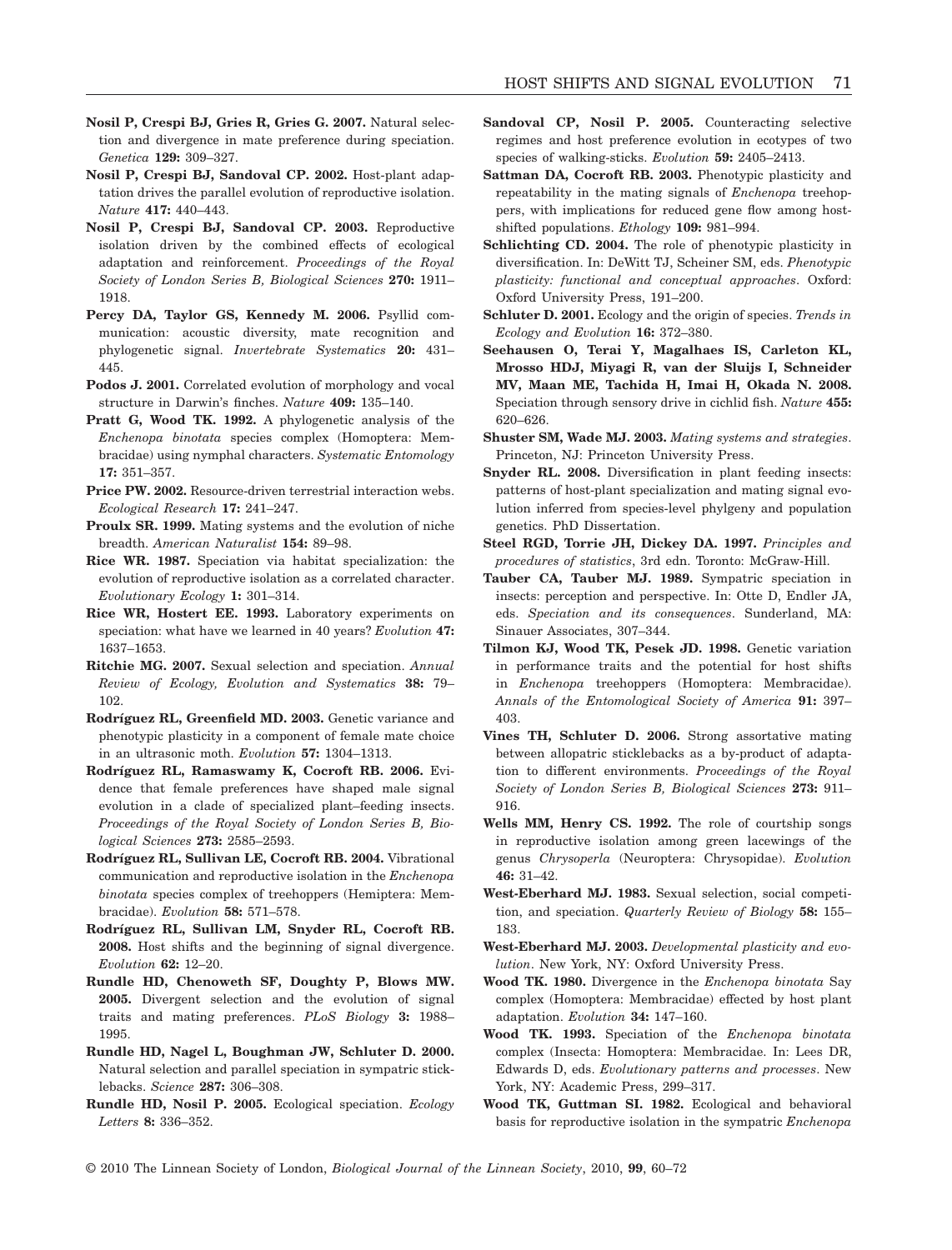**Nosil P, Crespi BJ, Gries R, Gries G. 2007.** Natural selection and divergence in mate preference during speciation. *Genetica* **129:** 309–327.

**Nosil P, Crespi BJ, Sandoval CP. 2002.** Host-plant adaptation drives the parallel evolution of reproductive isolation. *Nature* **417:** 440–443.

**Nosil P, Crespi BJ, Sandoval CP. 2003.** Reproductive isolation driven by the combined effects of ecological adaptation and reinforcement. *Proceedings of the Royal Society of London Series B, Biological Sciences* **270:** 1911–1918.

**Percy DA, Taylor GS, Kennedy M. 2006.** Psyllid communication: acoustic diversity, mate recognition and phylogenetic signal. *Invertebrate Systematics* **20:** 431–445.

**Podos J. 2001.** Correlated evolution of morphology and vocal structure in Darwin's finches. *Nature* **409:** 135–140.

**Pratt G, Wood TK. 1992.** A phylogenetic analysis of the *Enchenopa binotata* species complex (Homoptera: Membracidae) using nymphal characters. *Systematic Entomology* **17:** 351–357.

**Price PW. 2002.** Resource-driven terrestrial interaction webs. *Ecological Research* **17:** 241–247.

**Proulx SR. 1999.** Mating systems and the evolution of niche breadth. *American Naturalist* **154:** 89–98.

**Rice WR. 1987.** Speciation via habitat specialization: the evolution of reproductive isolation as a correlated character. *Evolutionary Ecology* **1:** 301–314.

**Rice WR, Hostert EE. 1993.** Laboratory experiments on speciation: what have we learned in 40 years? *Evolution* **47:** 1637–1653.

**Ritchie MG. 2007.** Sexual selection and speciation. *Annual Review of Ecology, Evolution and Systematics* **38:** 79–102.

**Rodríguez RL, Greenfield MD. 2003.** Genetic variance and phenotypic plasticity in a component of female mate choice in an ultrasonic moth. *Evolution* **57:** 1304–1313.

**Rodríguez RL, Ramaswamy K, Cocroft RB. 2006.** Evidence that female preferences have shaped male signal evolution in a clade of specialized plant–feeding insects. *Proceedings of the Royal Society of London Series B, Biological Sciences* **273:** 2585–2593.

**Rodríguez RL, Sullivan LE, Cocroft RB. 2004.** Vibrational communication and reproductive isolation in the *Enchenopa binotata* species complex of treehoppers (Hemiptera: Membracidae). *Evolution* **58:** 571–578.

**Rodríguez RL, Sullivan LM, Snyder RL, Cocroft RB. 2008.** Host shifts and the beginning of signal divergence. *Evolution* **62:** 12–20.

**Rundle HD, Chenoweth SF, Doughty P, Blows MW. 2005.** Divergent selection and the evolution of signal traits and mating preferences. *PLoS Biology* **3:** 1988–1995.

**Rundle HD, Nagel L, Boughman JW, Schluter D. 2000.** Natural selection and parallel speciation in sympatric sticklebacks. *Science* **287:** 306–308.

**Rundle HD, Nosil P. 2005.** Ecological speciation. *Ecology Letters* **8:** 336–352.

**Sandoval CP, Nosil P. 2005.** Counteracting selective regimes and host preference evolution in ecotypes of two species of walking-sticks. *Evolution* **59:** 2405–2413.

**Sattman DA, Cocroft RB. 2003.** Phenotypic plasticity and repeatability in the mating signals of *Enchenopa* treehoppers, with implications for reduced gene flow among host-shifted populations. *Ethology* **109:** 981–994.

**Schlichting CD. 2004.** The role of phenotypic plasticity in diversification. In: DeWitt TJ, Scheiner SM, eds. *Phenotypic plasticity: functional and conceptual approaches*. Oxford: Oxford University Press, 191–200.

**Schluter D. 2001.** Ecology and the origin of species. *Trends in Ecology and Evolution* **16:** 372–380.

**Seehausen O, Terai Y, Magalhaes IS, Carleton KL, Mrosso HDJ, Miyagi R, van der Sluijs I, Schneider MV, Maan ME, Tachida H, Imai H, Okada N. 2008.** Speciation through sensory drive in cichlid fish. *Nature* **455:** 620–626.

**Shuster SM, Wade MJ. 2003.** *Mating systems and strategies*. Princeton, NJ: Princeton University Press.

**Snyder RL. 2008.** Diversification in plant feeding insects: patterns of host-plant specialization and mating signal evolution inferred from species-level phylgeny and population genetics. PhD Dissertation.

**Steel RGD, Torrie JH, Dickey DA. 1997.** *Principles and procedures of statistics*, 3rd edn. Toronto: McGraw-Hill.

**Tauber CA, Tauber MJ. 1989.** Sympatric speciation in insects: perception and perspective. In: Otte D, Endler JA, eds. *Speciation and its consequences*. Sunderland, MA: Sinauer Associates, 307–344.

**Tilmon KJ, Wood TK, Pesek JD. 1998.** Genetic variation in performance traits and the potential for host shifts in *Enchenopa* treehoppers (Homoptera: Membracidae). *Annals of the Entomological Society of America* **91:** 397–403.

**Vines TH, Schluter D. 2006.** Strong assortative mating between allopatric sticklebacks as a by-product of adaptation to different environments. *Proceedings of the Royal Society of London Series B, Biological Sciences* **273:** 911–916.

**Wells MM, Henry CS. 1992.** The role of courtship songs in reproductive isolation among green lacewings of the genus *Chrysoperla* (Neuroptera: Chrysopidae). *Evolution* **46:** 31–42.

**West-Eberhard MJ. 1983.** Sexual selection, social competition, and speciation. *Quarterly Review of Biology* **58:** 155–183.

**West-Eberhard MJ. 2003.** *Developmental plasticity and evolution*. New York, NY: Oxford University Press.

**Wood TK. 1980.** Divergence in the *Enchenopa binotata* Say complex (Homoptera: Membracidae) effected by host plant adaptation. *Evolution* **34:** 147–160.

**Wood TK. 1993.** Speciation of the *Enchenopa binotata* complex (Insecta: Homoptera: Membracidae. In: Lees DR, Edwards D, eds. *Evolutionary patterns and processes*. New York, NY: Academic Press, 299–317.

**Wood TK, Guttman SI. 1982.** Ecological and behavioral basis for reproductive isolation in the sympatric *Enchenopa*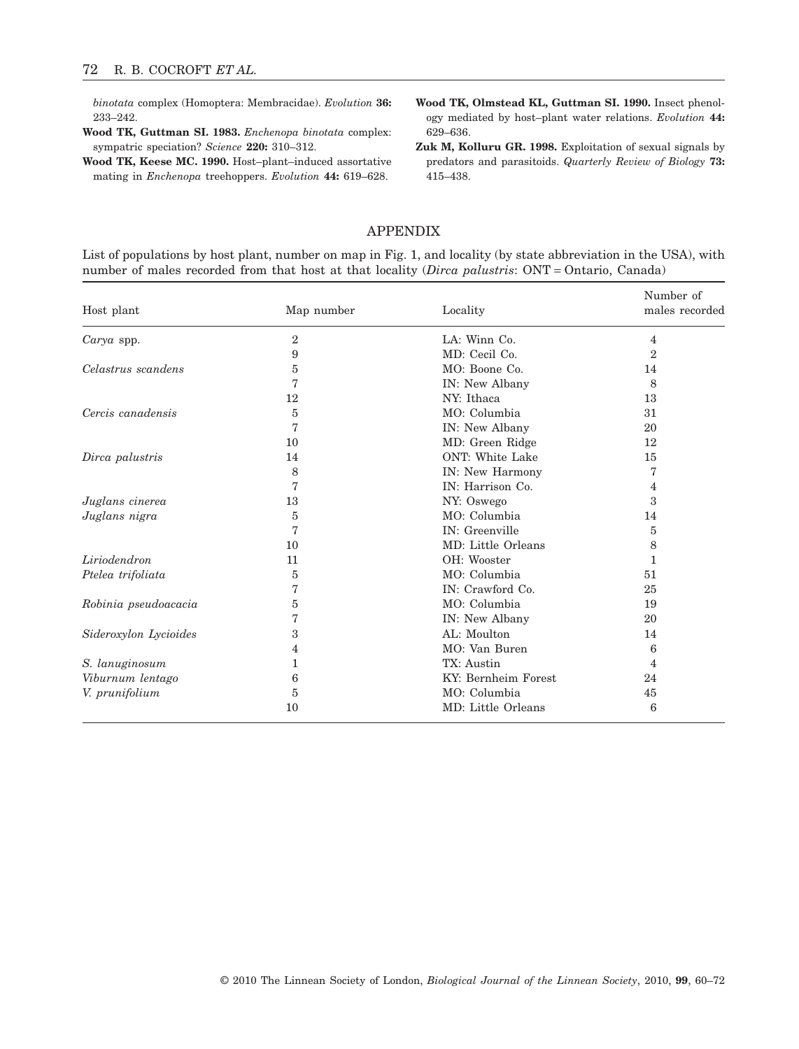*binotata* complex (Homoptera: Membracidae). *Evolution* **36:** 233–242.

**Wood TK, Guttman SI. 1983.** *Enchenopa binotata* complex: sympatric speciation? *Science* **220:** 310–312.

**Wood TK, Keese MC. 1990.** Host–plant–induced assortative mating in *Enchenopa* treehoppers. *Evolution* **44:** 619–628.

**Wood TK, Olmstead KL, Guttman SI. 1990.** Insect phenology mediated by host–plant water relations. *Evolution* **44:** 629–636.

**Zuk M, Kolluru GR. 1998.** Exploitation of sexual signals by predators and parasitoids. *Quarterly Review of Biology* **73:** 415–438.

## APPENDIX

List of populations by host plant, number on map in Fig. 1, and locality (by state abbreviation in the USA), with number of males recorded from that host at that locality (*Dirca palustris*: ONT = Ontario, Canada)

| Host plant | Map number | Locality | Number of males recorded |
|---|---|---|---|
| *Carya* spp. | 2 | LA: Winn Co. | 4 |
| | 9 | MD: Cecil Co. | 2 |
| *Celastrus scandens* | 5 | MO: Boone Co. | 14 |
| | 7 | IN: New Albany | 8 |
| | 12 | NY: Ithaca | 13 |
| *Cercis canadensis* | 5 | MO: Columbia | 31 |
| | 7 | IN: New Albany | 20 |
| | 10 | MD: Green Ridge | 12 |
| *Dirca palustris* | 14 | ONT: White Lake | 15 |
| | 8 | IN: New Harmony | 7 |
| | 7 | IN: Harrison Co. | 4 |
| *Juglans cinerea* | 13 | NY: Oswego | 3 |
| *Juglans nigra* | 5 | MO: Columbia | 14 |
| | 7 | IN: Greenville | 5 |
| | 10 | MD: Little Orleans | 8 |
| *Liriodendron* | 11 | OH: Wooster | 1 |
| *Ptelea trifoliata* | 5 | MO: Columbia | 51 |
| | 7 | IN: Crawford Co. | 25 |
| *Robinia pseudoacacia* | 5 | MO: Columbia | 19 |
| | 7 | IN: New Albany | 20 |
| *Sideroxylon Lycioides* | 3 | AL: Moulton | 14 |
| | 4 | MO: Van Buren | 6 |
| *S. lanuginosum* | 1 | TX: Austin | 4 |
| *Viburnum lentago* | 6 | KY: Bernheim Forest | 24 |
| *V. prunifolium* | 5 | MO: Columbia | 45 |
| | 10 | MD: Little Orleans | 6 |